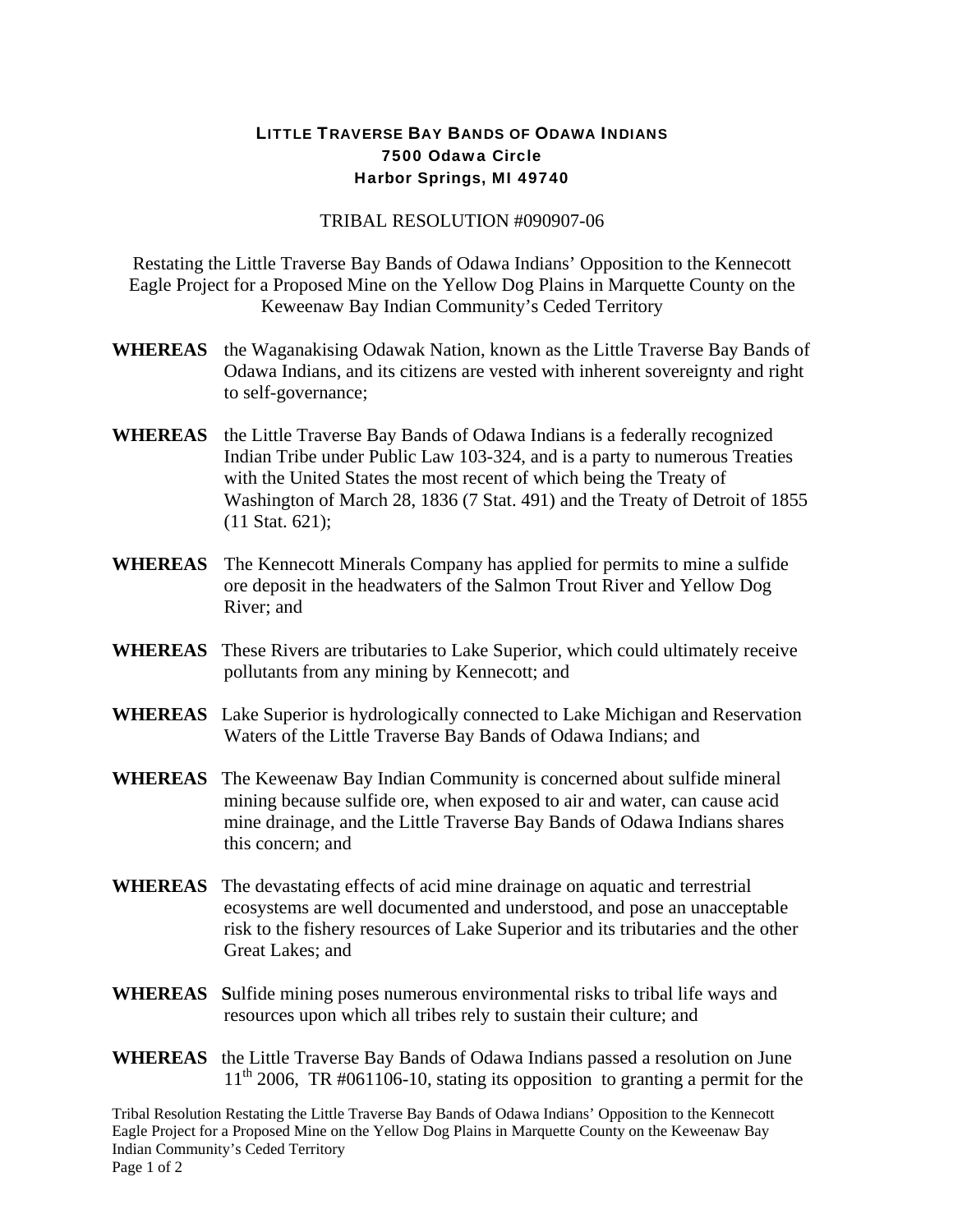# LITTLE TRAVERSE BAY BANDS OF ODAWA INDIANS
**7500 Odawa Circle**
**Harbor Springs, MI 49740**

TRIBAL RESOLUTION #090907-06

Restating the Little Traverse Bay Bands of Odawa Indians' Opposition to the Kennecott Eagle Project for a Proposed Mine on the Yellow Dog Plains in Marquette County on the Keweenaw Bay Indian Community's Ceded Territory

**WHEREAS** the Waganakising Odawak Nation, known as the Little Traverse Bay Bands of Odawa Indians, and its citizens are vested with inherent sovereignty and right to self-governance;

**WHEREAS** the Little Traverse Bay Bands of Odawa Indians is a federally recognized Indian Tribe under Public Law 103-324, and is a party to numerous Treaties with the United States the most recent of which being the Treaty of Washington of March 28, 1836 (7 Stat. 491) and the Treaty of Detroit of 1855 (11 Stat. 621);

**WHEREAS** The Kennecott Minerals Company has applied for permits to mine a sulfide ore deposit in the headwaters of the Salmon Trout River and Yellow Dog River; and

**WHEREAS** These Rivers are tributaries to Lake Superior, which could ultimately receive pollutants from any mining by Kennecott; and

**WHEREAS** Lake Superior is hydrologically connected to Lake Michigan and Reservation Waters of the Little Traverse Bay Bands of Odawa Indians; and

**WHEREAS** The Keweenaw Bay Indian Community is concerned about sulfide mineral mining because sulfide ore, when exposed to air and water, can cause acid mine drainage, and the Little Traverse Bay Bands of Odawa Indians shares this concern; and

**WHEREAS** The devastating effects of acid mine drainage on aquatic and terrestrial ecosystems are well documented and understood, and pose an unacceptable risk to the fishery resources of Lake Superior and its tributaries and the other Great Lakes; and

**WHEREAS** **S**ulfide mining poses numerous environmental risks to tribal life ways and resources upon which all tribes rely to sustain their culture; and

**WHEREAS** the Little Traverse Bay Bands of Odawa Indians passed a resolution on June 11th 2006, TR #061106-10, stating its opposition to granting a permit for the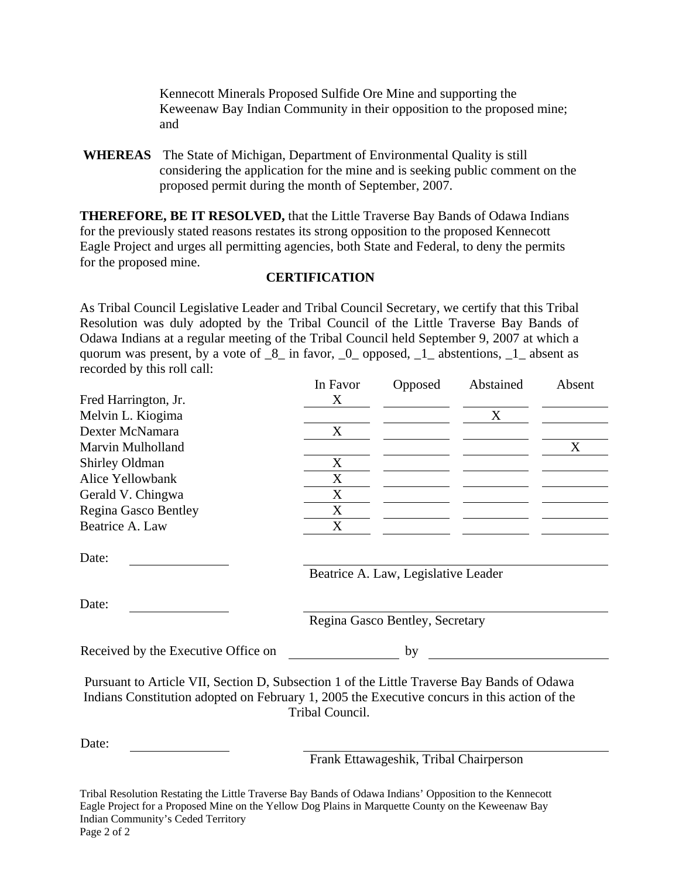Kennecott Minerals Proposed Sulfide Ore Mine and supporting the Keweenaw Bay Indian Community in their opposition to the proposed mine; and

**WHEREAS** The State of Michigan, Department of Environmental Quality is still considering the application for the mine and is seeking public comment on the proposed permit during the month of September, 2007.

**THEREFORE, BE IT RESOLVED,** that the Little Traverse Bay Bands of Odawa Indians for the previously stated reasons restates its strong opposition to the proposed Kennecott Eagle Project and urges all permitting agencies, both State and Federal, to deny the permits for the proposed mine.

## CERTIFICATION

As Tribal Council Legislative Leader and Tribal Council Secretary, we certify that this Tribal Resolution was duly adopted by the Tribal Council of the Little Traverse Bay Bands of Odawa Indians at a regular meeting of the Tribal Council held September 9, 2007 at which a quorum was present, by a vote of _8_ in favor, _0_ opposed, _1_ abstentions, _1_ absent as recorded by this roll call:

| | In Favor | Opposed | Abstained | Absent |
|---|---|---|---|---|
| Fred Harrington, Jr. | X | | | |
| Melvin L. Kiogima | | | X | |
| Dexter McNamara | X | | | |
| Marvin Mulholland | | | | X |
| Shirley Oldman | X | | | |
| Alice Yellowbank | X | | | |
| Gerald V. Chingwa | X | | | |
| Regina Gasco Bentley | X | | | |
| Beatrice A. Law | X | | | |

Date: ______________

______________________________
Beatrice A. Law, Legislative Leader

Date: ______________

______________________________
Regina Gasco Bentley, Secretary

Received by the Executive Office on ______________ by ______________________

Pursuant to Article VII, Section D, Subsection 1 of the Little Traverse Bay Bands of Odawa Indians Constitution adopted on February 1, 2005 the Executive concurs in this action of the Tribal Council.

Date: ______________

______________________________
Frank Ettawageshik, Tribal Chairperson

Tribal Resolution Restating the Little Traverse Bay Bands of Odawa Indians' Opposition to the Kennecott Eagle Project for a Proposed Mine on the Yellow Dog Plains in Marquette County on the Keweenaw Bay Indian Community's Ceded Territory